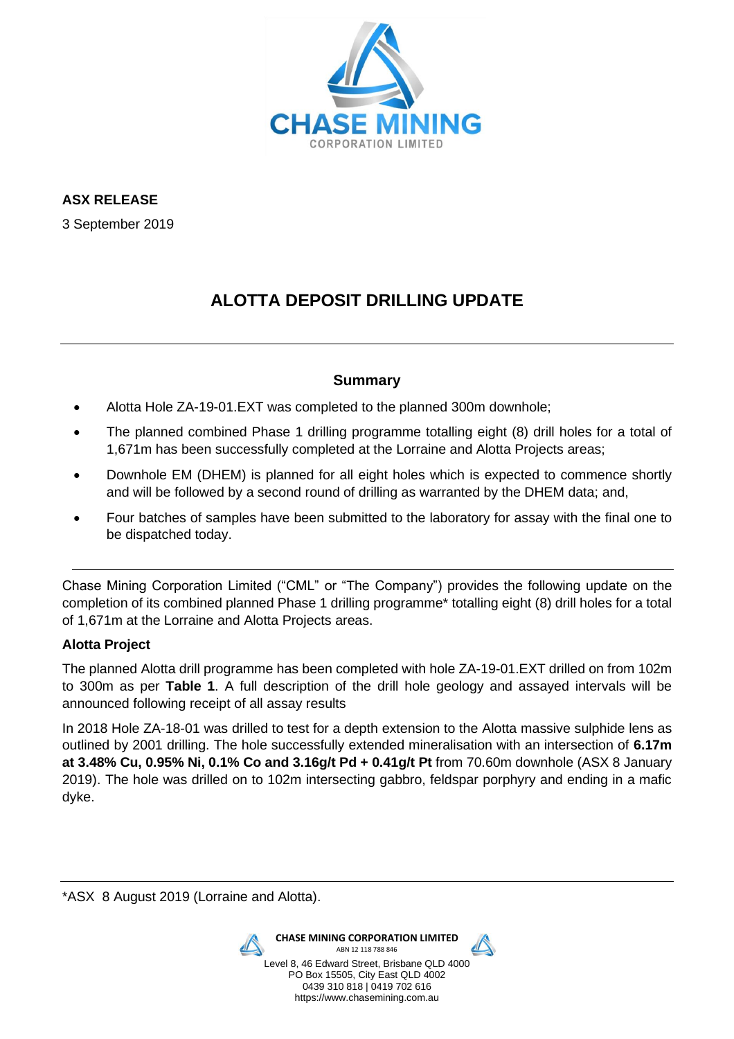**ASX RELEASE**

3 September 2019

# ALOTTA DEPOSIT DRILLING UPDATE

## Summary

- Alotta Hole ZA-19-01.EXT was completed to the planned 300m downhole;
- The planned combined Phase 1 drilling programme totalling eight (8) drill holes for a total of 1,671m has been successfully completed at the Lorraine and Alotta Projects areas;
- Downhole EM (DHEM) is planned for all eight holes which is expected to commence shortly and will be followed by a second round of drilling as warranted by the DHEM data; and,
- Four batches of samples have been submitted to the laboratory for assay with the final one to be dispatched today.

Chase Mining Corporation Limited ("CML" or "The Company") provides the following update on the completion of its combined planned Phase 1 drilling programme* totalling eight (8) drill holes for a total of 1,671m at the Lorraine and Alotta Projects areas.

### Alotta Project

The planned Alotta drill programme has been completed with hole ZA-19-01.EXT drilled on from 102m to 300m as per **Table 1**. A full description of the drill hole geology and assayed intervals will be announced following receipt of all assay results

In 2018 Hole ZA-18-01 was drilled to test for a depth extension to the Alotta massive sulphide lens as outlined by 2001 drilling. The hole successfully extended mineralisation with an intersection of **6.17m at 3.48% Cu, 0.95% Ni, 0.1% Co and 3.16g/t Pd + 0.41g/t Pt** from 70.60m downhole (ASX 8 January 2019). The hole was drilled on to 102m intersecting gabbro, feldspar porphyry and ending in a mafic dyke.

*ASX 8 August 2019 (Lorraine and Alotta).

**CHASE MINING CORPORATION LIMITED**
ABN 12 118 788 846
Level 8, 46 Edward Street, Brisbane QLD 4000
PO Box 15505, City East QLD 4002
0439 310 818 | 0419 702 616
https://www.chasemining.com.au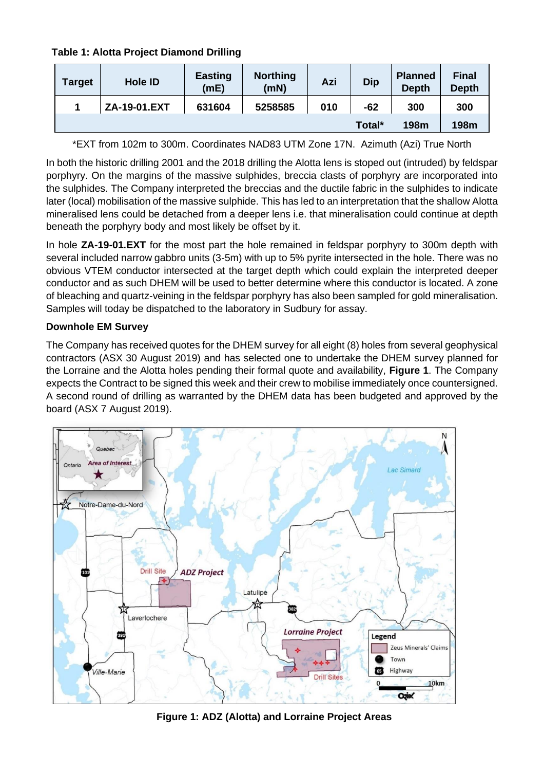**Table 1: Alotta Project Diamond Drilling**

| Target | Hole ID | Easting (mE) | Northing (mN) | Azi | Dip | Planned Depth | Final Depth |
|---|---|---|---|---|---|---|---|
| 1 | ZA-19-01.EXT | 631604 | 5258585 | 010 | -62 | 300 | 300 |
| | | | | | Total* | 198m | 198m |

*EXT from 102m to 300m. Coordinates NAD83 UTM Zone 17N. Azimuth (Azi) True North

In both the historic drilling 2001 and the 2018 drilling the Alotta lens is stoped out (intruded) by feldspar porphyry. On the margins of the massive sulphides, breccia clasts of porphyry are incorporated into the sulphides. The Company interpreted the breccias and the ductile fabric in the sulphides to indicate later (local) mobilisation of the massive sulphide. This has led to an interpretation that the shallow Alotta mineralised lens could be detached from a deeper lens i.e. that mineralisation could continue at depth beneath the porphyry body and most likely be offset by it.

In hole **ZA-19-01.EXT** for the most part the hole remained in feldspar porphyry to 300m depth with several included narrow gabbro units (3-5m) with up to 5% pyrite intersected in the hole. There was no obvious VTEM conductor intersected at the target depth which could explain the interpreted deeper conductor and as such DHEM will be used to better determine where this conductor is located. A zone of bleaching and quartz-veining in the feldspar porphyry has also been sampled for gold mineralisation. Samples will today be dispatched to the laboratory in Sudbury for assay.

**Downhole EM Survey**

The Company has received quotes for the DHEM survey for all eight (8) holes from several geophysical contractors (ASX 30 August 2019) and has selected one to undertake the DHEM survey planned for the Lorraine and the Alotta holes pending their formal quote and availability, **Figure 1**. The Company expects the Contract to be signed this week and their crew to mobilise immediately once countersigned. A second round of drilling as warranted by the DHEM data has been budgeted and approved by the board (ASX 7 August 2019).

**Figure 1: ADZ (Alotta) and Lorraine Project Areas**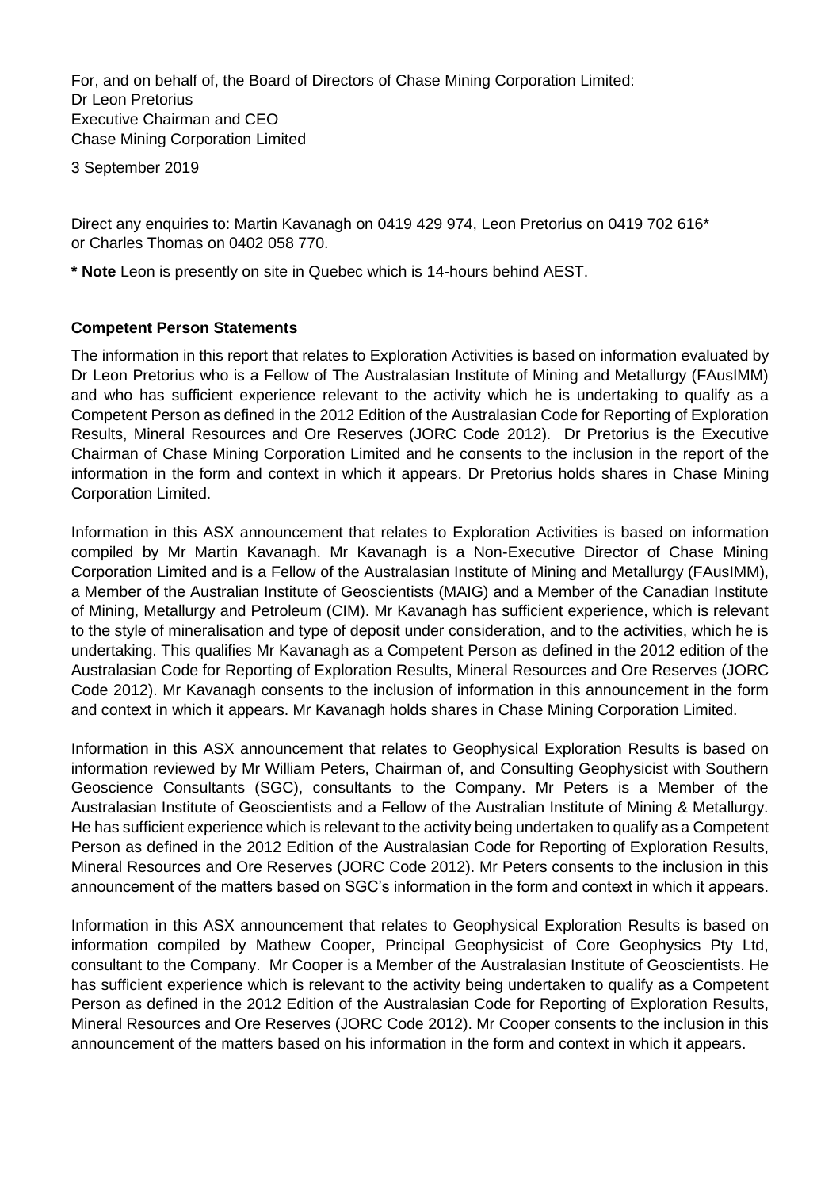For, and on behalf of, the Board of Directors of Chase Mining Corporation Limited:
Dr Leon Pretorius
Executive Chairman and CEO
Chase Mining Corporation Limited

3 September 2019

Direct any enquiries to: Martin Kavanagh on 0419 429 974, Leon Pretorius on 0419 702 616* or Charles Thomas on 0402 058 770.

**\* Note** Leon is presently on site in Quebec which is 14-hours behind AEST.

**Competent Person Statements**

The information in this report that relates to Exploration Activities is based on information evaluated by Dr Leon Pretorius who is a Fellow of The Australasian Institute of Mining and Metallurgy (FAusIMM) and who has sufficient experience relevant to the activity which he is undertaking to qualify as a Competent Person as defined in the 2012 Edition of the Australasian Code for Reporting of Exploration Results, Mineral Resources and Ore Reserves (JORC Code 2012). Dr Pretorius is the Executive Chairman of Chase Mining Corporation Limited and he consents to the inclusion in the report of the information in the form and context in which it appears. Dr Pretorius holds shares in Chase Mining Corporation Limited.

Information in this ASX announcement that relates to Exploration Activities is based on information compiled by Mr Martin Kavanagh. Mr Kavanagh is a Non-Executive Director of Chase Mining Corporation Limited and is a Fellow of the Australasian Institute of Mining and Metallurgy (FAusIMM), a Member of the Australian Institute of Geoscientists (MAIG) and a Member of the Canadian Institute of Mining, Metallurgy and Petroleum (CIM). Mr Kavanagh has sufficient experience, which is relevant to the style of mineralisation and type of deposit under consideration, and to the activities, which he is undertaking. This qualifies Mr Kavanagh as a Competent Person as defined in the 2012 edition of the Australasian Code for Reporting of Exploration Results, Mineral Resources and Ore Reserves (JORC Code 2012). Mr Kavanagh consents to the inclusion of information in this announcement in the form and context in which it appears. Mr Kavanagh holds shares in Chase Mining Corporation Limited.

Information in this ASX announcement that relates to Geophysical Exploration Results is based on information reviewed by Mr William Peters, Chairman of, and Consulting Geophysicist with Southern Geoscience Consultants (SGC), consultants to the Company. Mr Peters is a Member of the Australasian Institute of Geoscientists and a Fellow of the Australian Institute of Mining & Metallurgy. He has sufficient experience which is relevant to the activity being undertaken to qualify as a Competent Person as defined in the 2012 Edition of the Australasian Code for Reporting of Exploration Results, Mineral Resources and Ore Reserves (JORC Code 2012). Mr Peters consents to the inclusion in this announcement of the matters based on SGC's information in the form and context in which it appears.

Information in this ASX announcement that relates to Geophysical Exploration Results is based on information compiled by Mathew Cooper, Principal Geophysicist of Core Geophysics Pty Ltd, consultant to the Company. Mr Cooper is a Member of the Australasian Institute of Geoscientists. He has sufficient experience which is relevant to the activity being undertaken to qualify as a Competent Person as defined in the 2012 Edition of the Australasian Code for Reporting of Exploration Results, Mineral Resources and Ore Reserves (JORC Code 2012). Mr Cooper consents to the inclusion in this announcement of the matters based on his information in the form and context in which it appears.